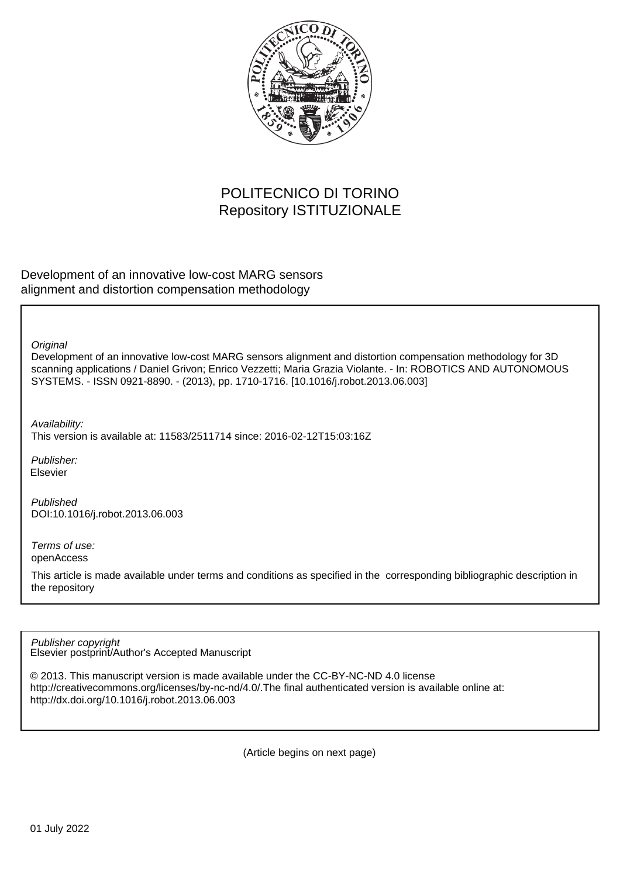POLITECNICO DI TORINO
Repository ISTITUZIONALE

Development of an innovative low-cost MARG sensors alignment and distortion compensation methodology

*Original*
Development of an innovative low-cost MARG sensors alignment and distortion compensation methodology for 3D scanning applications / Daniel Grivon; Enrico Vezzetti; Maria Grazia Violante. - In: ROBOTICS AND AUTONOMOUS SYSTEMS. - ISSN 0921-8890. - (2013), pp. 1710-1716. [10.1016/j.robot.2013.06.003]

*Availability:*
This version is available at: 11583/2511714 since: 2016-02-12T15:03:16Z

*Publisher:*
Elsevier

*Published*
DOI:10.1016/j.robot.2013.06.003

*Terms of use:*
openAccess

This article is made available under terms and conditions as specified in the corresponding bibliographic description in the repository

*Publisher copyright*
Elsevier postprint/Author's Accepted Manuscript

© 2013. This manuscript version is made available under the CC-BY-NC-ND 4.0 license http://creativecommons.org/licenses/by-nc-nd/4.0/.The final authenticated version is available online at: http://dx.doi.org/10.1016/j.robot.2013.06.003

(Article begins on next page)

01 July 2022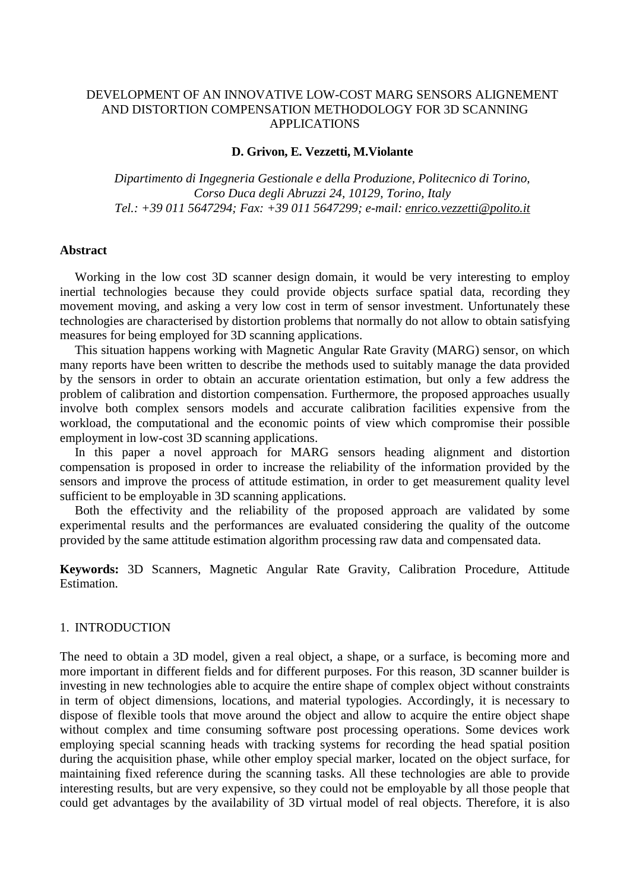# DEVELOPMENT OF AN INNOVATIVE LOW-COST MARG SENSORS ALIGENEMENT AND DISTORTION COMPENSATION METHODOLOGY FOR 3D SCANNING APPLICATIONS

**D. Grivon, E. Vezzetti, M.Violante**

*Dipartimento di Ingegneria Gestionale e della Produzione, Politecnico di Torino, Corso Duca degli Abruzzi 24, 10129, Torino, Italy*
*Tel.: +39 011 5647294; Fax: +39 011 5647299; e-mail: enrico.vezzetti@polito.it*

## Abstract

Working in the low cost 3D scanner design domain, it would be very interesting to employ inertial technologies because they could provide objects surface spatial data, recording they movement moving, and asking a very low cost in term of sensor investment. Unfortunately these technologies are characterised by distortion problems that normally do not allow to obtain satisfying measures for being employed for 3D scanning applications.

This situation happens working with Magnetic Angular Rate Gravity (MARG) sensor, on which many reports have been written to describe the methods used to suitably manage the data provided by the sensors in order to obtain an accurate orientation estimation, but only a few address the problem of calibration and distortion compensation. Furthermore, the proposed approaches usually involve both complex sensors models and accurate calibration facilities expensive from the workload, the computational and the economic points of view which compromise their possible employment in low-cost 3D scanning applications.

In this paper a novel approach for MARG sensors heading alignment and distortion compensation is proposed in order to increase the reliability of the information provided by the sensors and improve the process of attitude estimation, in order to get measurement quality level sufficient to be employable in 3D scanning applications.

Both the effectivity and the reliability of the proposed approach are validated by some experimental results and the performances are evaluated considering the quality of the outcome provided by the same attitude estimation algorithm processing raw data and compensated data.

**Keywords:** 3D Scanners, Magnetic Angular Rate Gravity, Calibration Procedure, Attitude Estimation.

## 1. INTRODUCTION

The need to obtain a 3D model, given a real object, a shape, or a surface, is becoming more and more important in different fields and for different purposes. For this reason, 3D scanner builder is investing in new technologies able to acquire the entire shape of complex object without constraints in term of object dimensions, locations, and material typologies. Accordingly, it is necessary to dispose of flexible tools that move around the object and allow to acquire the entire object shape without complex and time consuming software post processing operations. Some devices work employing special scanning heads with tracking systems for recording the head spatial position during the acquisition phase, while other employ special marker, located on the object surface, for maintaining fixed reference during the scanning tasks. All these technologies are able to provide interesting results, but are very expensive, so they could not be employable by all those people that could get advantages by the availability of 3D virtual model of real objects. Therefore, it is also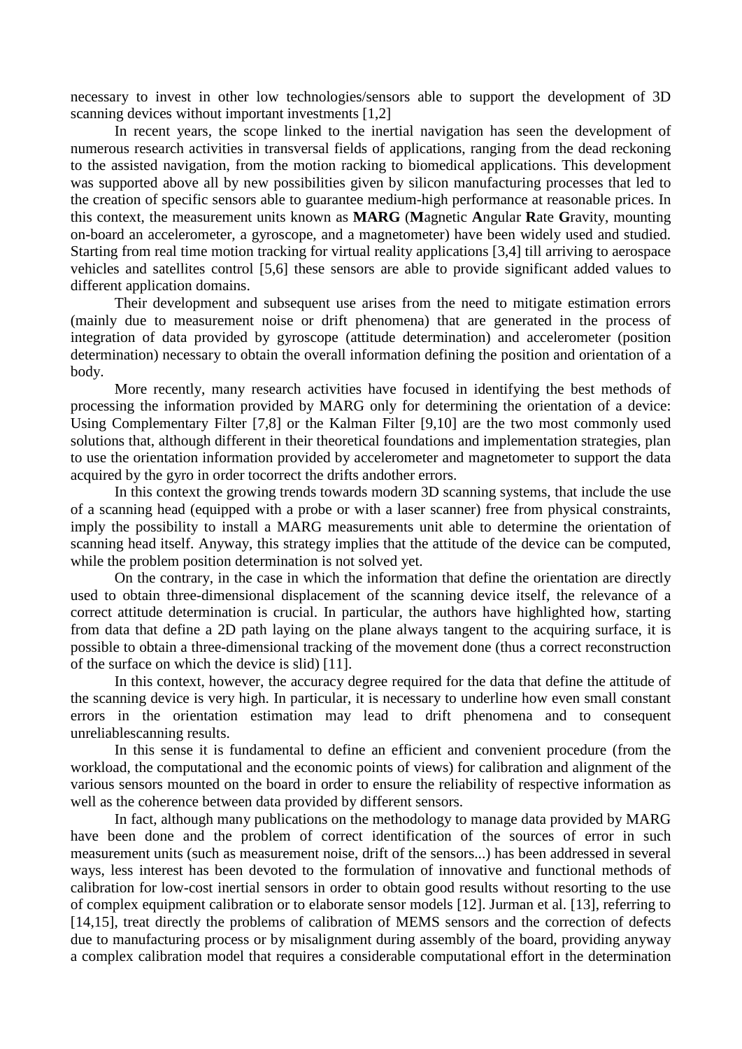necessary to invest in other low technologies/sensors able to support the development of 3D scanning devices without important investments [1,2]

In recent years, the scope linked to the inertial navigation has seen the development of numerous research activities in transversal fields of applications, ranging from the dead reckoning to the assisted navigation, from the motion racking to biomedical applications. This development was supported above all by new possibilities given by silicon manufacturing processes that led to the creation of specific sensors able to guarantee medium-high performance at reasonable prices. In this context, the measurement units known as **MARG** (**M**agnetic **A**ngular **R**ate **G**ravity, mounting on-board an accelerometer, a gyroscope, and a magnetometer) have been widely used and studied. Starting from real time motion tracking for virtual reality applications [3,4] till arriving to aerospace vehicles and satellites control [5,6] these sensors are able to provide significant added values to different application domains.

Their development and subsequent use arises from the need to mitigate estimation errors (mainly due to measurement noise or drift phenomena) that are generated in the process of integration of data provided by gyroscope (attitude determination) and accelerometer (position determination) necessary to obtain the overall information defining the position and orientation of a body.

More recently, many research activities have focused in identifying the best methods of processing the information provided by MARG only for determining the orientation of a device: Using Complementary Filter [7,8] or the Kalman Filter [9,10] are the two most commonly used solutions that, although different in their theoretical foundations and implementation strategies, plan to use the orientation information provided by accelerometer and magnetometer to support the data acquired by the gyro in order tocorrect the drifts andother errors.

In this context the growing trends towards modern 3D scanning systems, that include the use of a scanning head (equipped with a probe or with a laser scanner) free from physical constraints, imply the possibility to install a MARG measurements unit able to determine the orientation of scanning head itself. Anyway, this strategy implies that the attitude of the device can be computed, while the problem position determination is not solved yet.

On the contrary, in the case in which the information that define the orientation are directly used to obtain three-dimensional displacement of the scanning device itself, the relevance of a correct attitude determination is crucial. In particular, the authors have highlighted how, starting from data that define a 2D path laying on the plane always tangent to the acquiring surface, it is possible to obtain a three-dimensional tracking of the movement done (thus a correct reconstruction of the surface on which the device is slid) [11].

In this context, however, the accuracy degree required for the data that define the attitude of the scanning device is very high. In particular, it is necessary to underline how even small constant errors in the orientation estimation may lead to drift phenomena and to consequent unreliablescanning results.

In this sense it is fundamental to define an efficient and convenient procedure (from the workload, the computational and the economic points of views) for calibration and alignment of the various sensors mounted on the board in order to ensure the reliability of respective information as well as the coherence between data provided by different sensors.

In fact, although many publications on the methodology to manage data provided by MARG have been done and the problem of correct identification of the sources of error in such measurement units (such as measurement noise, drift of the sensors...) has been addressed in several ways, less interest has been devoted to the formulation of innovative and functional methods of calibration for low-cost inertial sensors in order to obtain good results without resorting to the use of complex equipment calibration or to elaborate sensor models [12]. Jurman et al. [13], referring to [14,15], treat directly the problems of calibration of MEMS sensors and the correction of defects due to manufacturing process or by misalignment during assembly of the board, providing anyway a complex calibration model that requires a considerable computational effort in the determination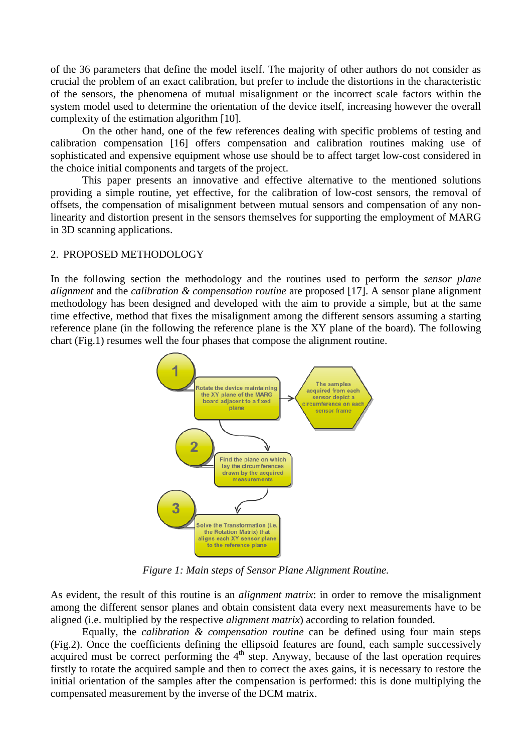of the 36 parameters that define the model itself. The majority of other authors do not consider as crucial the problem of an exact calibration, but prefer to include the distortions in the characteristic of the sensors, the phenomena of mutual misalignment or the incorrect scale factors within the system model used to determine the orientation of the device itself, increasing however the overall complexity of the estimation algorithm [10].

On the other hand, one of the few references dealing with specific problems of testing and calibration compensation [16] offers compensation and calibration routines making use of sophisticated and expensive equipment whose use should be to affect target low-cost considered in the choice initial components and targets of the project.

This paper presents an innovative and effective alternative to the mentioned solutions providing a simple routine, yet effective, for the calibration of low-cost sensors, the removal of offsets, the compensation of misalignment between mutual sensors and compensation of any non-linearity and distortion present in the sensors themselves for supporting the employment of MARG in 3D scanning applications.

## 2. PROPOSED METHODOLOGY

In the following section the methodology and the routines used to perform the *sensor plane alignment* and the *calibration & compensation routine* are proposed [17]. A sensor plane alignment methodology has been designed and developed with the aim to provide a simple, but at the same time effective, method that fixes the misalignment among the different sensors assuming a starting reference plane (in the following the reference plane is the XY plane of the board). The following chart (Fig.1) resumes well the four phases that compose the alignment routine.

1. Rotate the device maintaining the XY plane of the MARG board adjacent to a fixed plane → The samples acquired from each sensor depict a circumference on each sensor frame
2. Find the plane on which lay the circumferences drawn by the acquired measurements
3. Solve the Transformation (i.e. the Rotation Matrix) that aligns each XY sensor plane to the reference plane

*Figure 1: Main steps of Sensor Plane Alignment Routine.*

As evident, the result of this routine is an *alignment matrix*: in order to remove the misalignment among the different sensor planes and obtain consistent data every next measurements have to be aligned (i.e. multiplied by the respective *alignment matrix*) according to relation founded.

Equally, the *calibration & compensation routine* can be defined using four main steps (Fig.2). Once the coefficients defining the ellipsoid features are found, each sample successively acquired must be correct performing the $4^{th}$ step. Anyway, because of the last operation requires firstly to rotate the acquired sample and then to correct the axes gains, it is necessary to restore the initial orientation of the samples after the compensation is performed: this is done multiplying the compensated measurement by the inverse of the DCM matrix.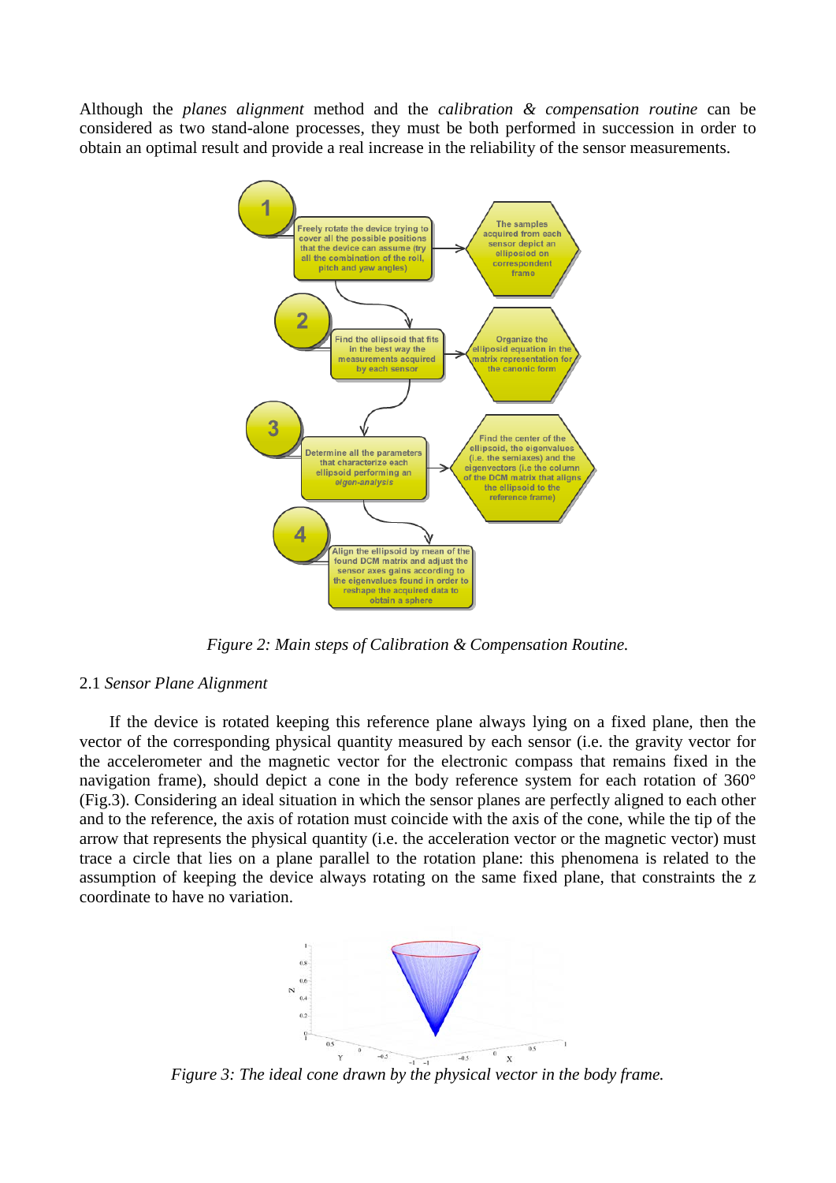Although the *planes alignment* method and the *calibration & compensation routine* can be considered as two stand-alone processes, they must be both performed in succession in order to obtain an optimal result and provide a real increase in the reliability of the sensor measurements.

*Figure 2: Main steps of Calibration & Compensation Routine.*

## 2.1 *Sensor Plane Alignment*

If the device is rotated keeping this reference plane always lying on a fixed plane, then the vector of the corresponding physical quantity measured by each sensor (i.e. the gravity vector for the accelerometer and the magnetic vector for the electronic compass that remains fixed in the navigation frame), should depict a cone in the body reference system for each rotation of 360° (Fig.3). Considering an ideal situation in which the sensor planes are perfectly aligned to each other and to the reference, the axis of rotation must coincide with the axis of the cone, while the tip of the arrow that represents the physical quantity (i.e. the acceleration vector or the magnetic vector) must trace a circle that lies on a plane parallel to the rotation plane: this phenomena is related to the assumption of keeping the device always rotating on the same fixed plane, that constraints the z coordinate to have no variation.

*Figure 3: The ideal cone drawn by the physical vector in the body frame.*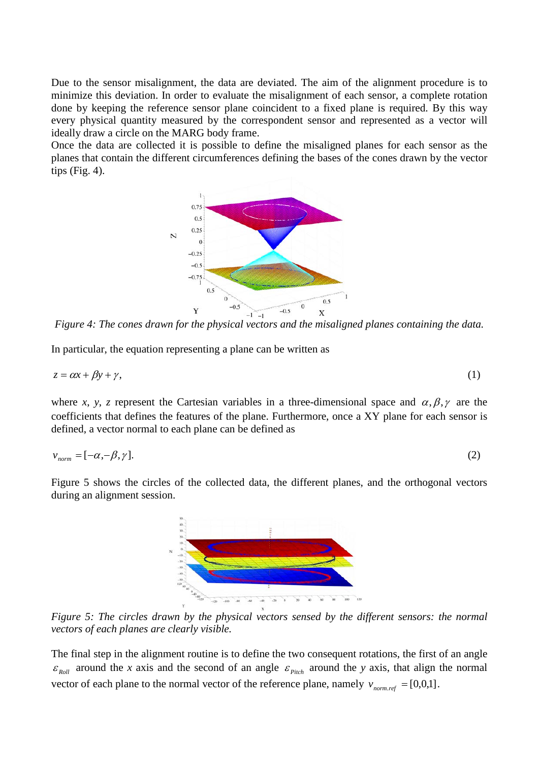Due to the sensor misalignment, the data are deviated. The aim of the alignment procedure is to minimize this deviation. In order to evaluate the misalignment of each sensor, a complete rotation done by keeping the reference sensor plane coincident to a fixed plane is required. By this way every physical quantity measured by the correspondent sensor and represented as a vector will ideally draw a circle on the MARG body frame.

Once the data are collected it is possible to define the misaligned planes for each sensor as the planes that contain the different circumferences defining the bases of the cones drawn by the vector tips (Fig. 4).

*Figure 4: The cones drawn for the physical vectors and the misaligned planes containing the data.*

In particular, the equation representing a plane can be written as

$$z = \alpha x + \beta y + \gamma, \tag{1}$$

where *x*, *y*, *z* represent the Cartesian variables in a three-dimensional space and $\alpha, \beta, \gamma$ are the coefficients that defines the features of the plane. Furthermore, once a XY plane for each sensor is defined, a vector normal to each plane can be defined as

$$v_{norm} = [-\alpha, -\beta, \gamma]. \tag{2}$$

Figure 5 shows the circles of the collected data, the different planes, and the orthogonal vectors during an alignment session.

*Figure 5: The circles drawn by the physical vectors sensed by the different sensors: the normal vectors of each planes are clearly visible.*

The final step in the alignment routine is to define the two consequent rotations, the first of an angle $\varepsilon_{Roll}$ around the *x* axis and the second of an angle $\varepsilon_{Pitch}$ around the *y* axis, that align the normal vector of each plane to the normal vector of the reference plane, namely $v_{norm.ref} = [0,0,1]$.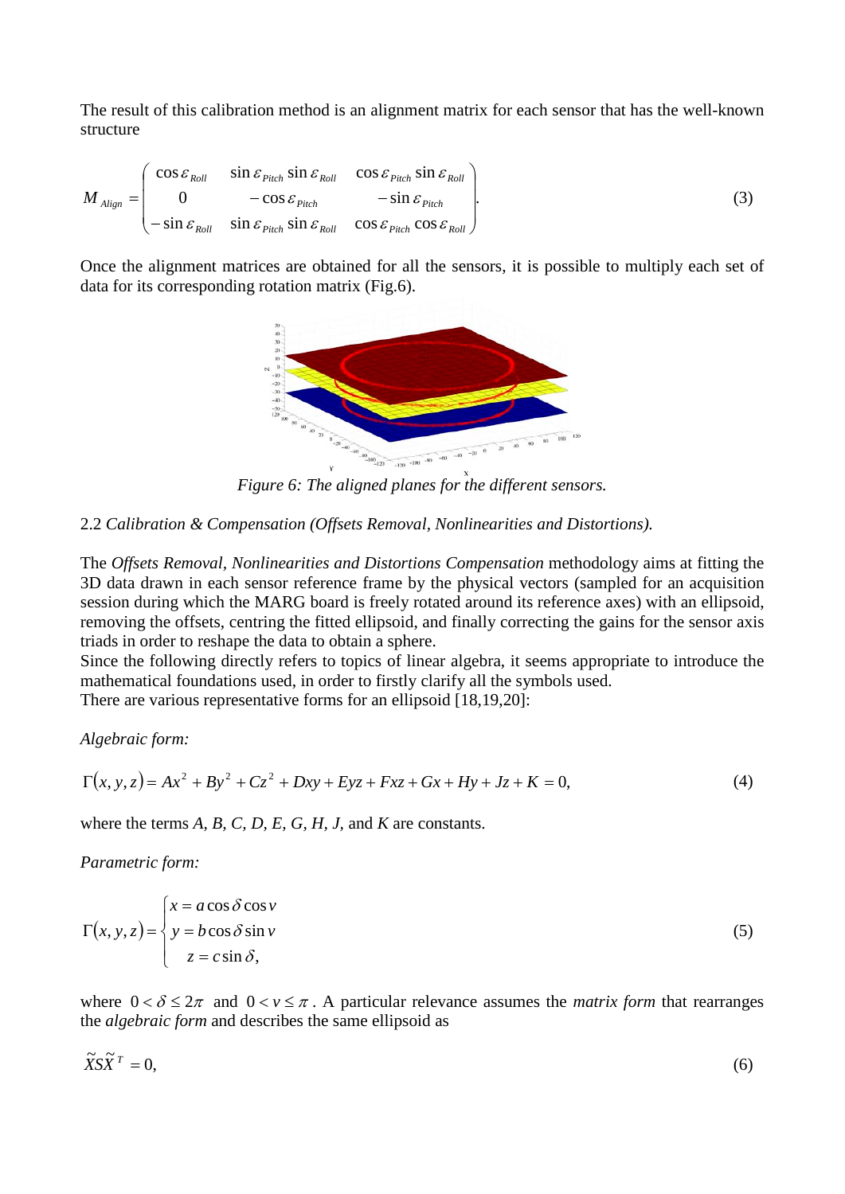The result of this calibration method is an alignment matrix for each sensor that has the well-known structure

$$M_{Align} = \begin{pmatrix} \cos\varepsilon_{Roll} & \sin\varepsilon_{Pitch}\sin\varepsilon_{Roll} & \cos\varepsilon_{Pitch}\sin\varepsilon_{Roll} \\ 0 & -\cos\varepsilon_{Pitch} & -\sin\varepsilon_{Pitch} \\ -\sin\varepsilon_{Roll} & \sin\varepsilon_{Pitch}\sin\varepsilon_{Roll} & \cos\varepsilon_{Pitch}\cos\varepsilon_{Roll} \end{pmatrix}. \tag{3}$$

Once the alignment matrices are obtained for all the sensors, it is possible to multiply each set of data for its corresponding rotation matrix (Fig.6).

*Figure 6: The aligned planes for the different sensors.*

2.2 *Calibration & Compensation (Offsets Removal, Nonlinearities and Distortions).*

The *Offsets Removal, Nonlinearities and Distortions Compensation* methodology aims at fitting the 3D data drawn in each sensor reference frame by the physical vectors (sampled for an acquisition session during which the MARG board is freely rotated around its reference axes) with an ellipsoid, removing the offsets, centring the fitted ellipsoid, and finally correcting the gains for the sensor axis triads in order to reshape the data to obtain a sphere.
Since the following directly refers to topics of linear algebra, it seems appropriate to introduce the mathematical foundations used, in order to firstly clarify all the symbols used.
There are various representative forms for an ellipsoid [18,19,20]:

*Algebraic form:*

$$\Gamma(x,y,z) = Ax^2 + By^2 + Cz^2 + Dxy + Eyz + Fxz + Gx + Hy + Jz + K = 0, \tag{4}$$

where the terms $A$, $B$, $C$, $D$, $E$, $G$, $H$, $J$, and $K$ are constants.

*Parametric form:*

$$\Gamma(x,y,z) = \begin{cases} x = a\cos\delta\cos v \\ y = b\cos\delta\sin v \\ z = c\sin\delta, \end{cases} \tag{5}$$

where $0 < \delta \leq 2\pi$ and $0 < v \leq \pi$. A particular relevance assumes the *matrix form* that rearranges the *algebraic form* and describes the same ellipsoid as

$$\tilde{X}S\tilde{X}^T = 0, \tag{6}$$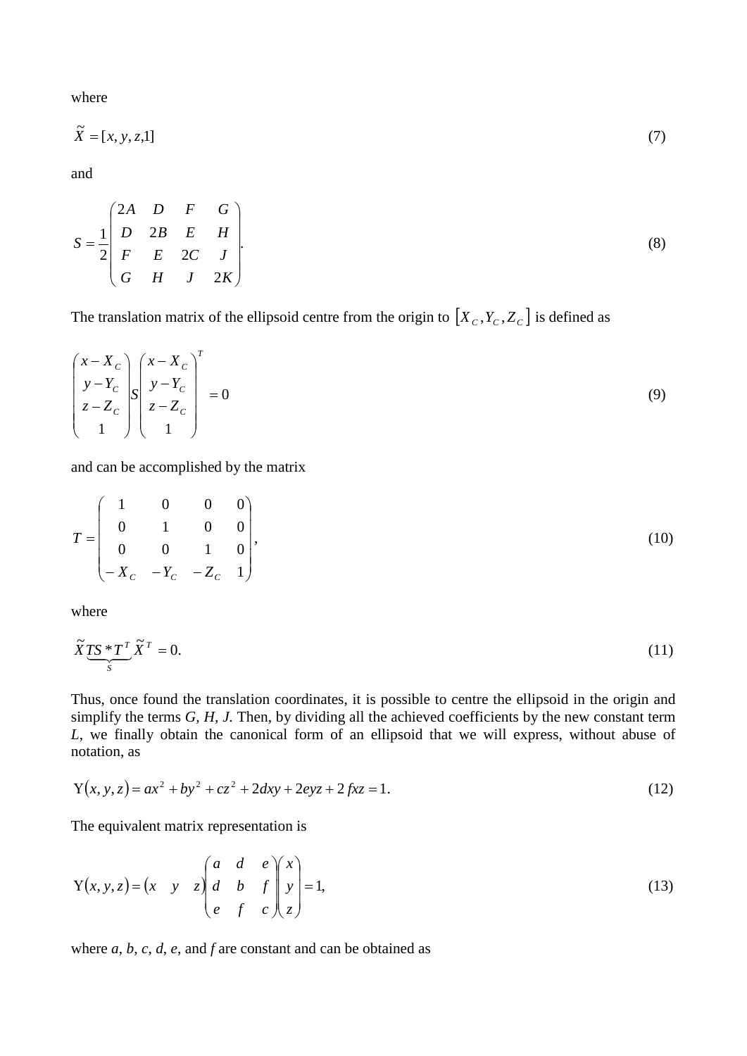where

$$\tilde{X} = [x, y, z, 1] \tag{7}$$

and

$$S = \frac{1}{2}\begin{pmatrix} 2A & D & F & G \\ D & 2B & E & H \\ F & E & 2C & J \\ G & H & J & 2K \end{pmatrix}. \tag{8}$$

The translation matrix of the ellipsoid centre from the origin to $\left[X_C, Y_C, Z_C\right]$ is defined as

$$\begin{pmatrix} x - X_C \\ y - Y_C \\ z - Z_C \\ 1 \end{pmatrix} S \begin{pmatrix} x - X_C \\ y - Y_C \\ z - Z_C \\ 1 \end{pmatrix}^T = 0 \tag{9}$$

and can be accomplished by the matrix

$$T = \begin{pmatrix} 1 & 0 & 0 & 0 \\ 0 & 1 & 0 & 0 \\ 0 & 0 & 1 & 0 \\ -X_C & -Y_C & -Z_C & 1 \end{pmatrix}, \tag{10}$$

where

$$\tilde{X} \underbrace{TS * T^T}_{S} \tilde{X}^T = 0. \tag{11}$$

Thus, once found the translation coordinates, it is possible to centre the ellipsoid in the origin and simplify the terms *G*, *H*, *J*. Then, by dividing all the achieved coefficients by the new constant term *L*, we finally obtain the canonical form of an ellipsoid that we will express, without abuse of notation, as

$$\Upsilon(x, y, z) = ax^2 + by^2 + cz^2 + 2dxy + 2eyz + 2fxz = 1. \tag{12}$$

The equivalent matrix representation is

$$\Upsilon(x, y, z) = \begin{pmatrix} x & y & z \end{pmatrix} \begin{pmatrix} a & d & e \\ d & b & f \\ e & f & c \end{pmatrix} \begin{pmatrix} x \\ y \\ z \end{pmatrix} = 1, \tag{13}$$

where $a$, $b$, $c$, $d$, $e$, and $f$ are constant and can be obtained as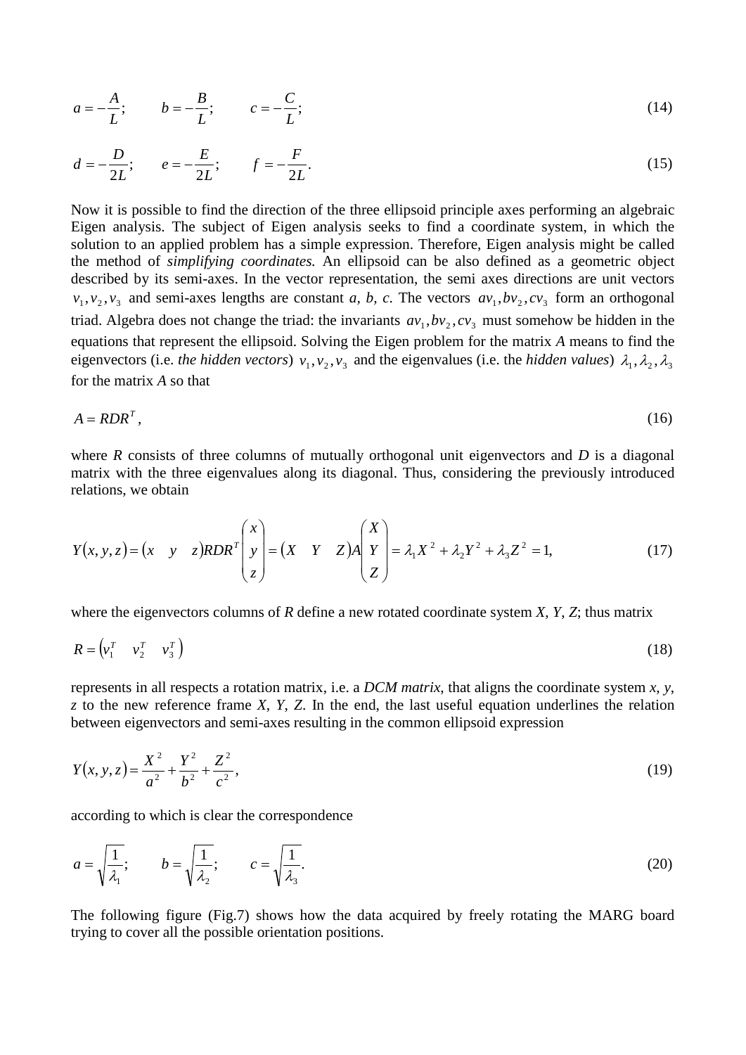$$a = -\frac{A}{L}; \qquad b = -\frac{B}{L}; \qquad c = -\frac{C}{L}; \tag{14}$$

$$d = -\frac{D}{2L}; \qquad e = -\frac{E}{2L}; \qquad f = -\frac{F}{2L}. \tag{15}$$

Now it is possible to find the direction of the three ellipsoid principle axes performing an algebraic Eigen analysis. The subject of Eigen analysis seeks to find a coordinate system, in which the solution to an applied problem has a simple expression. Therefore, Eigen analysis might be called the method of *simplifying coordinates.* An ellipsoid can be also defined as a geometric object described by its semi-axes. In the vector representation, the semi axes directions are unit vectors $v_1, v_2, v_3$ and semi-axes lengths are constant *a, b, c*. The vectors $av_1, bv_2, cv_3$ form an orthogonal triad. Algebra does not change the triad: the invariants $av_1, bv_2, cv_3$ must somehow be hidden in the equations that represent the ellipsoid. Solving the Eigen problem for the matrix *A* means to find the eigenvectors (i.e. *the hidden vectors*) $v_1, v_2, v_3$ and the eigenvalues (i.e. the *hidden values*) $\lambda_1, \lambda_2, \lambda_3$ for the matrix *A* so that

$$A = RDR^T, \tag{16}$$

where *R* consists of three columns of mutually orthogonal unit eigenvectors and *D* is a diagonal matrix with the three eigenvalues along its diagonal. Thus, considering the previously introduced relations, we obtain

$$Y(x, y, z) = \begin{pmatrix} x & y & z \end{pmatrix} RDR^T \begin{pmatrix} x \\ y \\ z \end{pmatrix} = \begin{pmatrix} X & Y & Z \end{pmatrix} A \begin{pmatrix} X \\ Y \\ Z \end{pmatrix} = \lambda_1 X^2 + \lambda_2 Y^2 + \lambda_3 Z^2 = 1, \tag{17}$$

where the eigenvectors columns of *R* define a new rotated coordinate system *X*, *Y*, *Z*; thus matrix

$$R = \begin{pmatrix} v_1^T & v_2^T & v_3^T \end{pmatrix} \tag{18}$$

represents in all respects a rotation matrix, i.e. a *DCM matrix*, that aligns the coordinate system *x, y, z* to the new reference frame *X*, *Y*, *Z*. In the end, the last useful equation underlines the relation between eigenvectors and semi-axes resulting in the common ellipsoid expression

$$Y(x, y, z) = \frac{X^2}{a^2} + \frac{Y^2}{b^2} + \frac{Z^2}{c^2}, \tag{19}$$

according to which is clear the correspondence

$$a = \sqrt{\frac{1}{\lambda_1}}; \qquad b = \sqrt{\frac{1}{\lambda_2}}; \qquad c = \sqrt{\frac{1}{\lambda_3}}. \tag{20}$$

The following figure (Fig.7) shows how the data acquired by freely rotating the MARG board trying to cover all the possible orientation positions.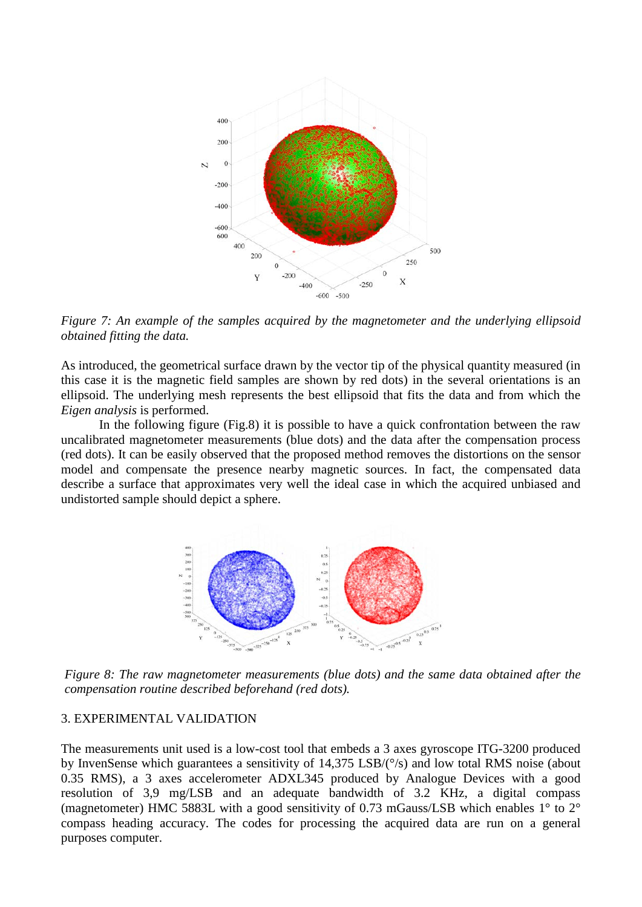*Figure 7: An example of the samples acquired by the magnetometer and the underlying ellipsoid obtained fitting the data.*

As introduced, the geometrical surface drawn by the vector tip of the physical quantity measured (in this case it is the magnetic field samples are shown by red dots) in the several orientations is an ellipsoid. The underlying mesh represents the best ellipsoid that fits the data and from which the *Eigen analysis* is performed.

In the following figure (Fig.8) it is possible to have a quick confrontation between the raw uncalibrated magnetometer measurements (blue dots) and the data after the compensation process (red dots). It can be easily observed that the proposed method removes the distortions on the sensor model and compensate the presence nearby magnetic sources. In fact, the compensated data describe a surface that approximates very well the ideal case in which the acquired unbiased and undistorted sample should depict a sphere.

*Figure 8: The raw magnetometer measurements (blue dots) and the same data obtained after the compensation routine described beforehand (red dots).*

## 3. EXPERIMENTAL VALIDATION

The measurements unit used is a low-cost tool that embeds a 3 axes gyroscope ITG-3200 produced by InvenSense which guarantees a sensitivity of 14,375 LSB/(°/s) and low total RMS noise (about 0.35 RMS), a 3 axes accelerometer ADXL345 produced by Analogue Devices with a good resolution of 3,9 mg/LSB and an adequate bandwidth of 3.2 KHz, a digital compass (magnetometer) HMC 5883L with a good sensitivity of 0.73 mGauss/LSB which enables 1° to 2° compass heading accuracy. The codes for processing the acquired data are run on a general purposes computer.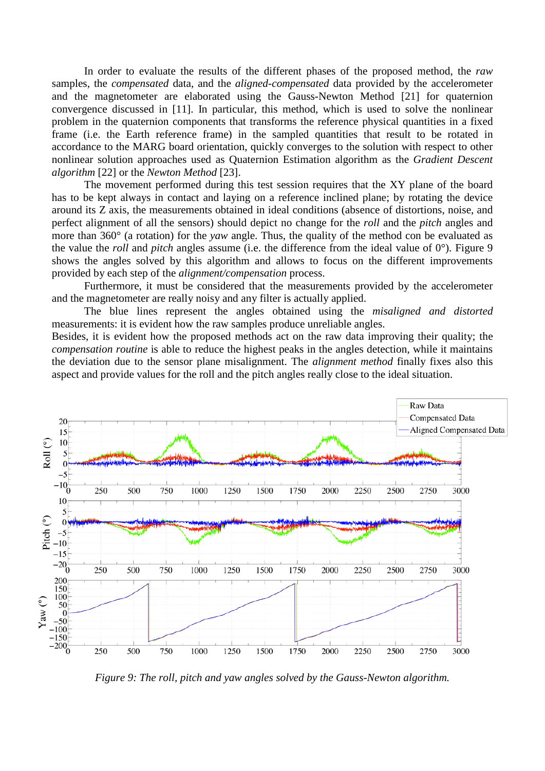In order to evaluate the results of the different phases of the proposed method, the *raw* samples, the *compensated* data, and the *aligned-compensated* data provided by the accelerometer and the magnetometer are elaborated using the Gauss-Newton Method [21] for quaternion convergence discussed in [11]. In particular, this method, which is used to solve the nonlinear problem in the quaternion components that transforms the reference physical quantities in a fixed frame (i.e. the Earth reference frame) in the sampled quantities that result to be rotated in accordance to the MARG board orientation, quickly converges to the solution with respect to other nonlinear solution approaches used as Quaternion Estimation algorithm as the *Gradient Descent algorithm* [22] or the *Newton Method* [23].

The movement performed during this test session requires that the XY plane of the board has to be kept always in contact and laying on a reference inclined plane; by rotating the device around its Z axis, the measurements obtained in ideal conditions (absence of distortions, noise, and perfect alignment of all the sensors) should depict no change for the *roll* and the *pitch* angles and more than 360° (a rotation) for the *yaw* angle. Thus, the quality of the method con be evaluated as the value the *roll* and *pitch* angles assume (i.e. the difference from the ideal value of 0°). Figure 9 shows the angles solved by this algorithm and allows to focus on the different improvements provided by each step of the *alignment/compensation* process.

Furthermore, it must be considered that the measurements provided by the accelerometer and the magnetometer are really noisy and any filter is actually applied.

The blue lines represent the angles obtained using the *misaligned and distorted* measurements: it is evident how the raw samples produce unreliable angles.

Besides, it is evident how the proposed methods act on the raw data improving their quality; the *compensation routine* is able to reduce the highest peaks in the angles detection, while it maintains the deviation due to the sensor plane misalignment. The *alignment method* finally fixes also this aspect and provide values for the roll and the pitch angles really close to the ideal situation.

*Figure 9: The roll, pitch and yaw angles solved by the Gauss-Newton algorithm.*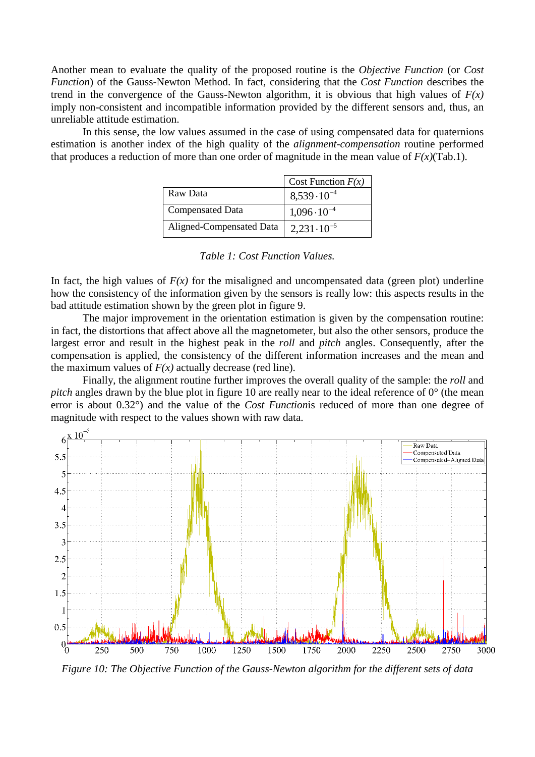Another mean to evaluate the quality of the proposed routine is the *Objective Function* (or *Cost Function*) of the Gauss-Newton Method. In fact, considering that the *Cost Function* describes the trend in the convergence of the Gauss-Newton algorithm, it is obvious that high values of $F(x)$ imply non-consistent and incompatible information provided by the different sensors and, thus, an unreliable attitude estimation.

In this sense, the low values assumed in the case of using compensated data for quaternions estimation is another index of the high quality of the *alignment-compensation* routine performed that produces a reduction of more than one order of magnitude in the mean value of $F(x)$(Tab.1).

| | Cost Function $F(x)$ |
|---|---|
| Raw Data | $8{,}539 \cdot 10^{-4}$ |
| Compensated Data | $1{,}096 \cdot 10^{-4}$ |
| Aligned-Compensated Data | $2{,}231 \cdot 10^{-5}$ |

*Table 1: Cost Function Values.*

In fact, the high values of $F(x)$ for the misaligned and uncompensated data (green plot) underline how the consistency of the information given by the sensors is really low: this aspects results in the bad attitude estimation shown by the green plot in figure 9.

The major improvement in the orientation estimation is given by the compensation routine: in fact, the distortions that affect above all the magnetometer, but also the other sensors, produce the largest error and result in the highest peak in the *roll* and *pitch* angles. Consequently, after the compensation is applied, the consistency of the different information increases and the mean and the maximum values of $F(x)$ actually decrease (red line).

Finally, the alignment routine further improves the overall quality of the sample: the *roll* and *pitch* angles drawn by the blue plot in figure 10 are really near to the ideal reference of 0° (the mean error is about 0.32°) and the value of the *Cost Function*is reduced of more than one degree of magnitude with respect to the values shown with raw data.

*Figure 10: The Objective Function of the Gauss-Newton algorithm for the different sets of data*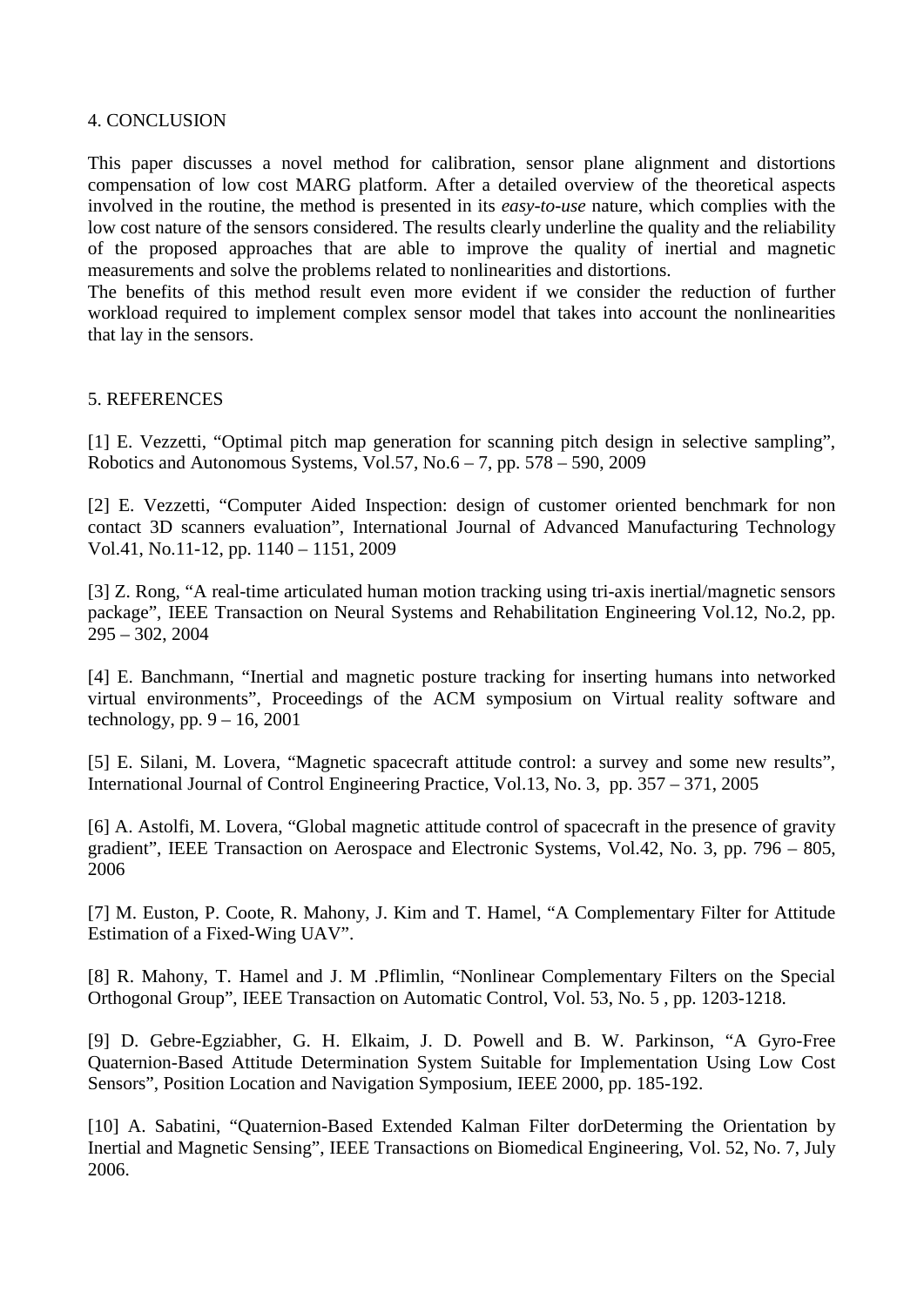## 4. CONCLUSION

This paper discusses a novel method for calibration, sensor plane alignment and distortions compensation of low cost MARG platform. After a detailed overview of the theoretical aspects involved in the routine, the method is presented in its *easy-to-use* nature, which complies with the low cost nature of the sensors considered. The results clearly underline the quality and the reliability of the proposed approaches that are able to improve the quality of inertial and magnetic measurements and solve the problems related to nonlinearities and distortions.
The benefits of this method result even more evident if we consider the reduction of further workload required to implement complex sensor model that takes into account the nonlinearities that lay in the sensors.

## 5. REFERENCES

[1] E. Vezzetti, "Optimal pitch map generation for scanning pitch design in selective sampling", Robotics and Autonomous Systems, Vol.57, No.6 – 7, pp. 578 – 590, 2009

[2] E. Vezzetti, "Computer Aided Inspection: design of customer oriented benchmark for non contact 3D scanners evaluation", International Journal of Advanced Manufacturing Technology Vol.41, No.11-12, pp. 1140 – 1151, 2009

[3] Z. Rong, "A real-time articulated human motion tracking using tri-axis inertial/magnetic sensors package", IEEE Transaction on Neural Systems and Rehabilitation Engineering Vol.12, No.2, pp. 295 – 302, 2004

[4] E. Banchmann, "Inertial and magnetic posture tracking for inserting humans into networked virtual environments", Proceedings of the ACM symposium on Virtual reality software and technology, pp. 9 – 16, 2001

[5] E. Silani, M. Lovera, "Magnetic spacecraft attitude control: a survey and some new results", International Journal of Control Engineering Practice, Vol.13, No. 3, pp. 357 – 371, 2005

[6] A. Astolfi, M. Lovera, "Global magnetic attitude control of spacecraft in the presence of gravity gradient", IEEE Transaction on Aerospace and Electronic Systems, Vol.42, No. 3, pp. 796 – 805, 2006

[7] M. Euston, P. Coote, R. Mahony, J. Kim and T. Hamel, "A Complementary Filter for Attitude Estimation of a Fixed-Wing UAV".

[8] R. Mahony, T. Hamel and J. M .Pflimlin, "Nonlinear Complementary Filters on the Special Orthogonal Group", IEEE Transaction on Automatic Control, Vol. 53, No. 5 , pp. 1203-1218.

[9] D. Gebre-Egziabher, G. H. Elkaim, J. D. Powell and B. W. Parkinson, "A Gyro-Free Quaternion-Based Attitude Determination System Suitable for Implementation Using Low Cost Sensors", Position Location and Navigation Symposium, IEEE 2000, pp. 185-192.

[10] A. Sabatini, "Quaternion-Based Extended Kalman Filter dorDeterming the Orientation by Inertial and Magnetic Sensing", IEEE Transactions on Biomedical Engineering, Vol. 52, No. 7, July 2006.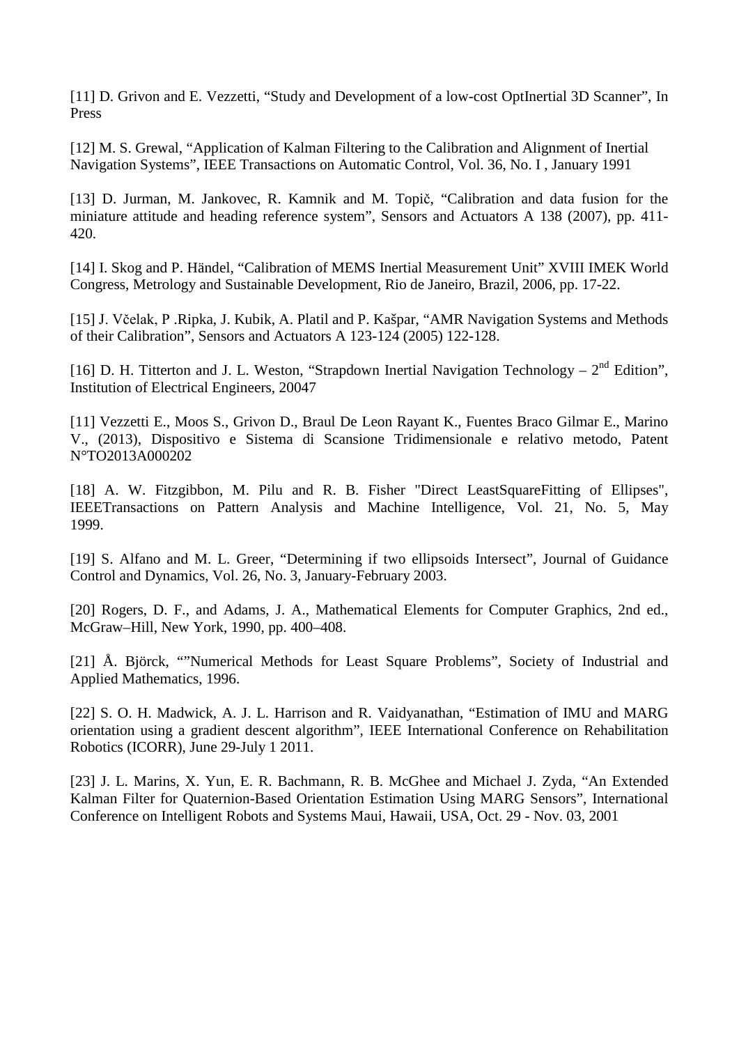[11] D. Grivon and E. Vezzetti, “Study and Development of a low-cost OptInertial 3D Scanner”, In Press

[12] M. S. Grewal, “Application of Kalman Filtering to the Calibration and Alignment of Inertial Navigation Systems”, IEEE Transactions on Automatic Control, Vol. 36, No. I , January 1991

[13] D. Jurman, M. Jankovec, R. Kamnik and M. Topič, “Calibration and data fusion for the miniature attitude and heading reference system”, Sensors and Actuators A 138 (2007), pp. 411-420.

[14] I. Skog and P. Händel, “Calibration of MEMS Inertial Measurement Unit” XVIII IMEK World Congress, Metrology and Sustainable Development, Rio de Janeiro, Brazil, 2006, pp. 17-22.

[15] J. Včelak, P .Ripka, J. Kubik, A. Platil and P. Kašpar, “AMR Navigation Systems and Methods of their Calibration”, Sensors and Actuators A 123-124 (2005) 122-128.

[16] D. H. Titterton and J. L. Weston, “Strapdown Inertial Navigation Technology – 2nd Edition”, Institution of Electrical Engineers, 20047

[11] Vezzetti E., Moos S., Grivon D., Braul De Leon Rayant K., Fuentes Braco Gilmar E., Marino V., (2013), Dispositivo e Sistema di Scansione Tridimensionale e relativo metodo, Patent N°TO2013A000202

[18] A. W. Fitzgibbon, M. Pilu and R. B. Fisher "Direct LeastSquareFitting of Ellipses", IEEETransactions on Pattern Analysis and Machine Intelligence, Vol. 21, No. 5, May 1999.

[19] S. Alfano and M. L. Greer, “Determining if two ellipsoids Intersect”, Journal of Guidance Control and Dynamics, Vol. 26, No. 3, January-February 2003.

[20] Rogers, D. F., and Adams, J. A., Mathematical Elements for Computer Graphics, 2nd ed., McGraw–Hill, New York, 1990, pp. 400–408.

[21] Å. Björck, “”Numerical Methods for Least Square Problems”, Society of Industrial and Applied Mathematics, 1996.

[22] S. O. H. Madwick, A. J. L. Harrison and R. Vaidyanathan, “Estimation of IMU and MARG orientation using a gradient descent algorithm”, IEEE International Conference on Rehabilitation Robotics (ICORR), June 29-July 1 2011.

[23] J. L. Marins, X. Yun, E. R. Bachmann, R. B. McGhee and Michael J. Zyda, “An Extended Kalman Filter for Quaternion-Based Orientation Estimation Using MARG Sensors”, International Conference on Intelligent Robots and Systems Maui, Hawaii, USA, Oct. 29 - Nov. 03, 2001